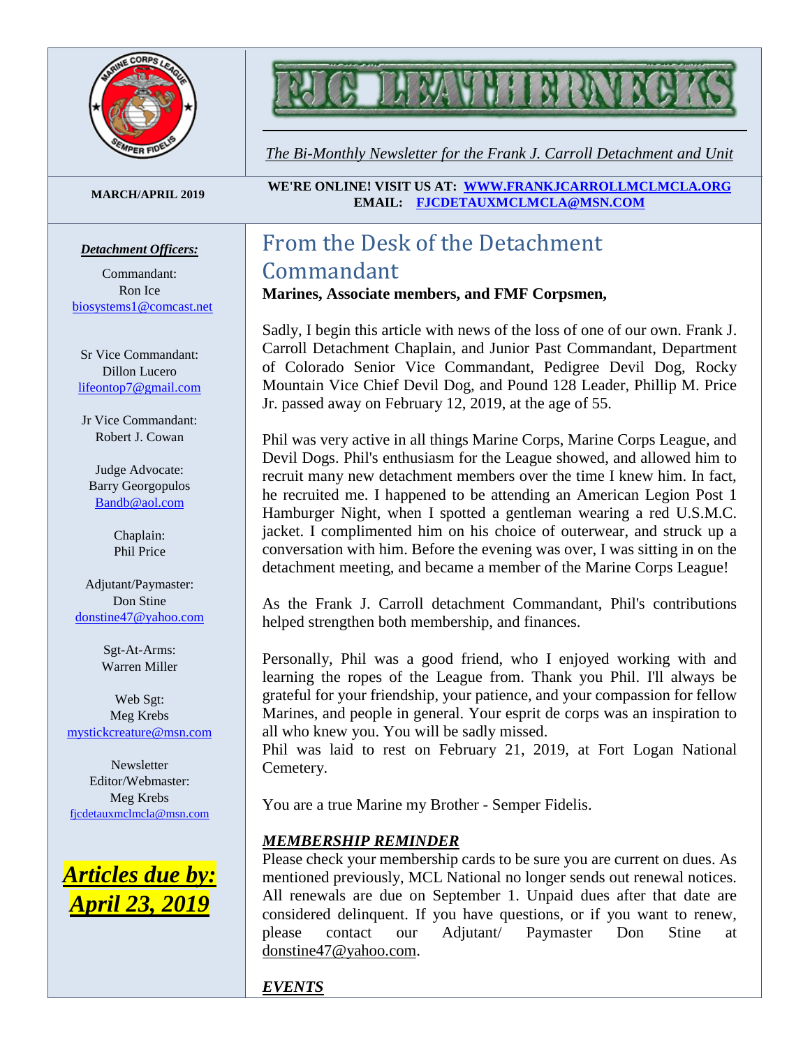# FJC LEATHERNECKS

*The Bi-Monthly Newsletter for the Frank J. Carroll Detachment and Unit*

**MARCH/APRIL 2019**

**WE'RE ONLINE! VISIT US AT: [WWW.FRANKJCARROLLMCLMCLA.ORG](http://WWW.FRANKJCARROLLMCLMCLA.ORG)**
**EMAIL: [FJCDETAUXMCLMCLA@MSN.COM](mailto:FJCDETAUXMCLMCLA@MSN.COM)**

***Detachment Officers:***

Commandant:
Ron Ice
biosystems1@comcast.net

Sr Vice Commandant:
Dillon Lucero
lifeontop7@gmail.com

Jr Vice Commandant:
Robert J. Cowan

Judge Advocate:
Barry Georgopulos
Bandb@aol.com

Chaplain:
Phil Price

Adjutant/Paymaster:
Don Stine
donstine47@yahoo.com

Sgt-At-Arms:
Warren Miller

Web Sgt:
Meg Krebs
mystickcreature@msn.com

Newsletter Editor/Webmaster:
Meg Krebs
fjcdetauxmclmcla@msn.com

***Articles due by: April 23, 2019***

## From the Desk of the Detachment Commandant

**Marines, Associate members, and FMF Corpsmen,**

Sadly, I begin this article with news of the loss of one of our own. Frank J. Carroll Detachment Chaplain, and Junior Past Commandant, Department of Colorado Senior Vice Commandant, Pedigree Devil Dog, Rocky Mountain Vice Chief Devil Dog, and Pound 128 Leader, Phillip M. Price Jr. passed away on February 12, 2019, at the age of 55.

Phil was very active in all things Marine Corps, Marine Corps League, and Devil Dogs. Phil's enthusiasm for the League showed, and allowed him to recruit many new detachment members over the time I knew him. In fact, he recruited me. I happened to be attending an American Legion Post 1 Hamburger Night, when I spotted a gentleman wearing a red U.S.M.C. jacket. I complimented him on his choice of outerwear, and struck up a conversation with him. Before the evening was over, I was sitting in on the detachment meeting, and became a member of the Marine Corps League!

As the Frank J. Carroll detachment Commandant, Phil's contributions helped strengthen both membership, and finances.

Personally, Phil was a good friend, who I enjoyed working with and learning the ropes of the League from. Thank you Phil. I'll always be grateful for your friendship, your patience, and your compassion for fellow Marines, and people in general. Your esprit de corps was an inspiration to all who knew you. You will be sadly missed.
Phil was laid to rest on February 21, 2019, at Fort Logan National Cemetery.

You are a true Marine my Brother - Semper Fidelis.

***MEMBERSHIP REMINDER***
Please check your membership cards to be sure you are current on dues. As mentioned previously, MCL National no longer sends out renewal notices. All renewals are due on September 1. Unpaid dues after that date are considered delinquent. If you have questions, or if you want to renew, please contact our Adjutant/ Paymaster Don Stine at donstine47@yahoo.com.

***EVENTS***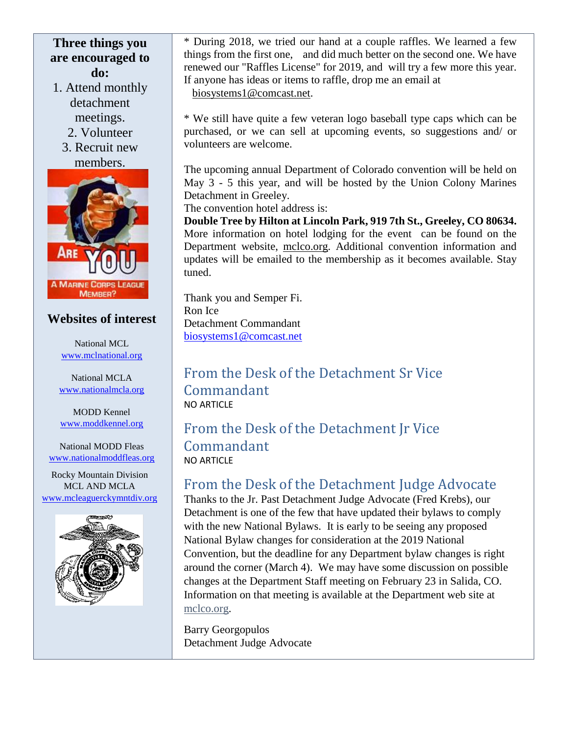**Three things you are encouraged to do:**

1. Attend monthly detachment meetings.
2. Volunteer
3. Recruit new members.

## Websites of interest

National MCL
www.mclnational.org

National MCLA
www.nationalmcla.org

MODD Kennel
www.moddkennel.org

National MODD Fleas
www.nationalmoddfleas.org

Rocky Mountain Division MCL AND MCLA
www.mcleaguerckymntdiv.org

* During 2018, we tried our hand at a couple raffles. We learned a few things from the first one, and did much better on the second one. We have renewed our "Raffles License" for 2019, and will try a few more this year. If anyone has ideas or items to raffle, drop me an email at biosystems1@comcast.net.

* We still have quite a few veteran logo baseball type caps which can be purchased, or we can sell at upcoming events, so suggestions and/ or volunteers are welcome.

The upcoming annual Department of Colorado convention will be held on May 3 - 5 this year, and will be hosted by the Union Colony Marines Detachment in Greeley.
The convention hotel address is:
**Double Tree by Hilton at Lincoln Park, 919 7th St., Greeley, CO 80634.** More information on hotel lodging for the event can be found on the Department website, mclco.org. Additional convention information and updates will be emailed to the membership as it becomes available. Stay tuned.

Thank you and Semper Fi.
Ron Ice
Detachment Commandant
biosystems1@comcast.net

## From the Desk of the Detachment Sr Vice Commandant

NO ARTICLE

## From the Desk of the Detachment Jr Vice Commandant

NO ARTICLE

## From the Desk of the Detachment Judge Advocate

Thanks to the Jr. Past Detachment Judge Advocate (Fred Krebs), our Detachment is one of the few that have updated their bylaws to comply with the new National Bylaws. It is early to be seeing any proposed National Bylaw changes for consideration at the 2019 National Convention, but the deadline for any Department bylaw changes is right around the corner (March 4). We may have some discussion on possible changes at the Department Staff meeting on February 23 in Salida, CO. Information on that meeting is available at the Department web site at mclco.org.

Barry Georgopulos
Detachment Judge Advocate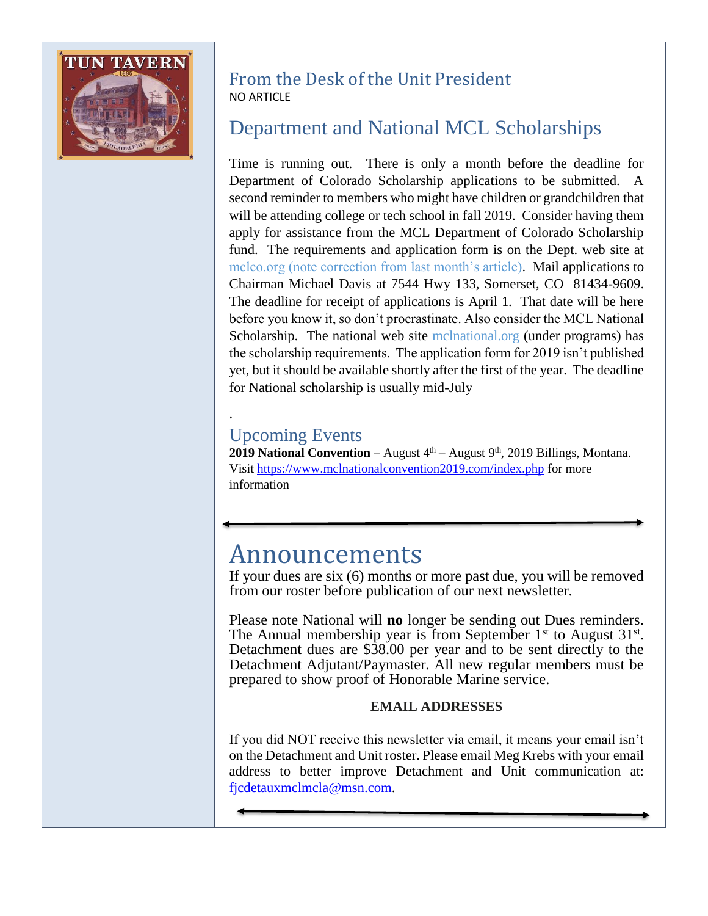## From the Desk of the Unit President

NO ARTICLE

## Department and National MCL Scholarships

Time is running out. There is only a month before the deadline for Department of Colorado Scholarship applications to be submitted. A second reminder to members who might have children or grandchildren that will be attending college or tech school in fall 2019. Consider having them apply for assistance from the MCL Department of Colorado Scholarship fund. The requirements and application form is on the Dept. web site at mclco.org (note correction from last month's article). Mail applications to Chairman Michael Davis at 7544 Hwy 133, Somerset, CO 81434-9609. The deadline for receipt of applications is April 1. That date will be here before you know it, so don't procrastinate. Also consider the MCL National Scholarship. The national web site mclnational.org (under programs) has the scholarship requirements. The application form for 2019 isn't published yet, but it should be available shortly after the first of the year. The deadline for National scholarship is usually mid-July

.

## Upcoming Events

**2019 National Convention** – August 4th – August 9th, 2019 Billings, Montana. Visit https://www.mclnationalconvention2019.com/index.php for more information

# Announcements

If your dues are six (6) months or more past due, you will be removed from our roster before publication of our next newsletter.

Please note National will **no** longer be sending out Dues reminders. The Annual membership year is from September 1st to August 31st. Detachment dues are $38.00 per year and to be sent directly to the Detachment Adjutant/Paymaster. All new regular members must be prepared to show proof of Honorable Marine service.

**EMAIL ADDRESSES**

If you did NOT receive this newsletter via email, it means your email isn't on the Detachment and Unit roster. Please email Meg Krebs with your email address to better improve Detachment and Unit communication at: fjcdetauxmclmcla@msn.com.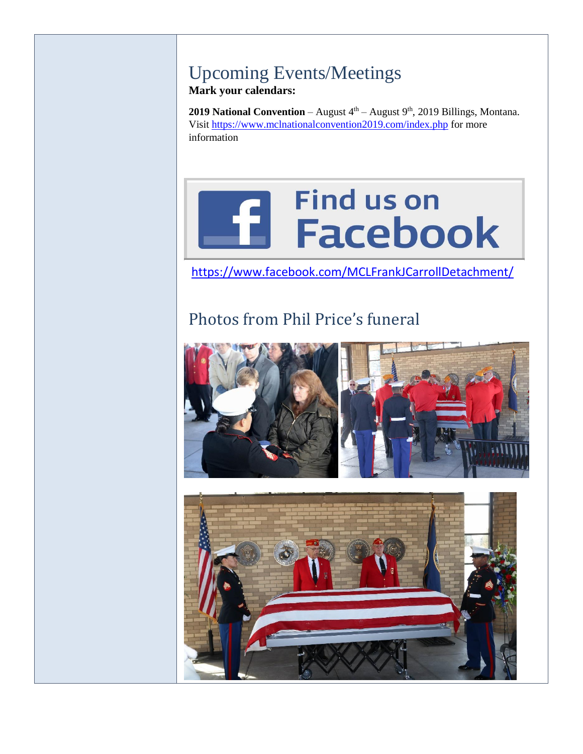# Upcoming Events/Meetings

**Mark your calendars:**

**2019 National Convention** – August 4th – August 9th, 2019 Billings, Montana. Visit https://www.mclnationalconvention2019.com/index.php for more information

Find us on Facebook

https://www.facebook.com/MCLFrankJCarrollDetachment/

## Photos from Phil Price's funeral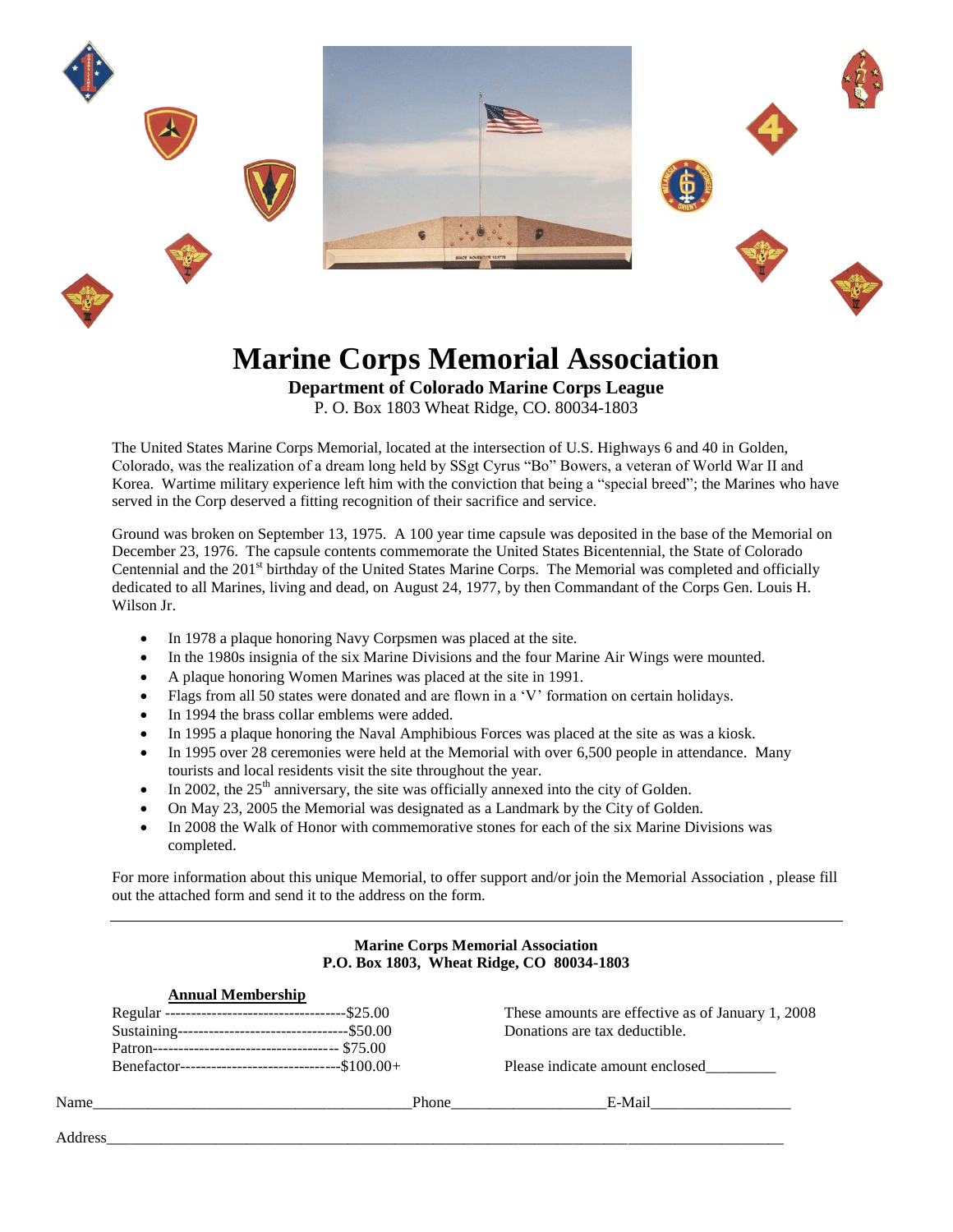# Marine Corps Memorial Association

**Department of Colorado Marine Corps League**

P. O. Box 1803 Wheat Ridge, CO. 80034-1803

The United States Marine Corps Memorial, located at the intersection of U.S. Highways 6 and 40 in Golden, Colorado, was the realization of a dream long held by SSgt Cyrus "Bo" Bowers, a veteran of World War II and Korea. Wartime military experience left him with the conviction that being a "special breed"; the Marines who have served in the Corp deserved a fitting recognition of their sacrifice and service.

Ground was broken on September 13, 1975. A 100 year time capsule was deposited in the base of the Memorial on December 23, 1976. The capsule contents commemorate the United States Bicentennial, the State of Colorado Centennial and the 201st birthday of the United States Marine Corps. The Memorial was completed and officially dedicated to all Marines, living and dead, on August 24, 1977, by then Commandant of the Corps Gen. Louis H. Wilson Jr.

- In 1978 a plaque honoring Navy Corpsmen was placed at the site.
- In the 1980s insignia of the six Marine Divisions and the four Marine Air Wings were mounted.
- A plaque honoring Women Marines was placed at the site in 1991.
- Flags from all 50 states were donated and are flown in a 'V' formation on certain holidays.
- In 1994 the brass collar emblems were added.
- In 1995 a plaque honoring the Naval Amphibious Forces was placed at the site as was a kiosk.
- In 1995 over 28 ceremonies were held at the Memorial with over 6,500 people in attendance. Many tourists and local residents visit the site throughout the year.
- In 2002, the 25th anniversary, the site was officially annexed into the city of Golden.
- On May 23, 2005 the Memorial was designated as a Landmark by the City of Golden.
- In 2008 the Walk of Honor with commemorative stones for each of the six Marine Divisions was completed.

For more information about this unique Memorial, to offer support and/or join the Memorial Association , please fill out the attached form and send it to the address on the form.

---

**Marine Corps Memorial Association**
**P.O. Box 1803, Wheat Ridge, CO 80034-1803**

**Annual Membership**

Regular -----------------------------------$25.00
Sustaining---------------------------------$50.00
Patron------------------------------------ $75.00
Benefactor-------------------------------$100.00+

These amounts are effective as of January 1, 2008
Donations are tax deductible.

Please indicate amount enclosed_________

Name_________________________________________Phone____________________E-Mail__________________

Address_________________________________________________________________________________________